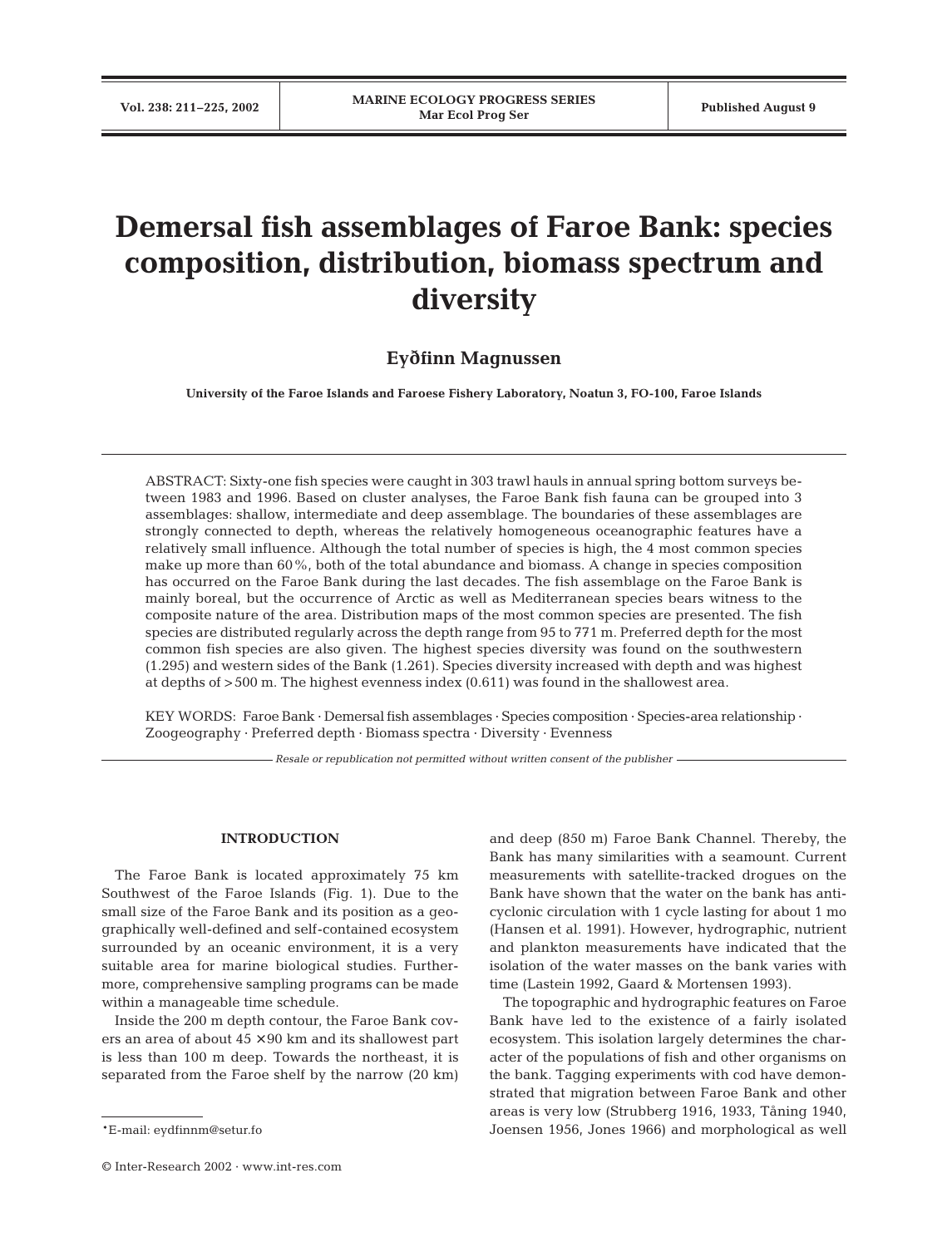# Demersal fish assemblages of Faroe Bank: species composition, distribution, biomass spectrum and diversity

**Eyðfinn Magnussen**

**University of the Faroe Islands and Faroese Fishery Laboratory, Noatun 3, FO-100, Faroe Islands**

ABSTRACT: Sixty-one fish species were caught in 303 trawl hauls in annual spring bottom surveys between 1983 and 1996. Based on cluster analyses, the Faroe Bank fish fauna can be grouped into 3 assemblages: shallow, intermediate and deep assemblage. The boundaries of these assemblages are strongly connected to depth, whereas the relatively homogeneous oceanographic features have a relatively small influence. Although the total number of species is high, the 4 most common species make up more than 60%, both of the total abundance and biomass. A change in species composition has occurred on the Faroe Bank during the last decades. The fish assemblage on the Faroe Bank is mainly boreal, but the occurrence of Arctic as well as Mediterranean species bears witness to the composite nature of the area. Distribution maps of the most common species are presented. The fish species are distributed regularly across the depth range from 95 to 771 m. Preferred depth for the most common fish species are also given. The highest species diversity was found on the southwestern (1.295) and western sides of the Bank (1.261). Species diversity increased with depth and was highest at depths of >500 m. The highest evenness index (0.611) was found in the shallowest area.

KEY WORDS: Faroe Bank · Demersal fish assemblages · Species composition · Species-area relationship · Zoogeography · Preferred depth · Biomass spectra · Diversity · Evenness

*Resale or republication not permitted without written consent of the publisher*

## INTRODUCTION

The Faroe Bank is located approximately 75 km Southwest of the Faroe Islands (Fig. 1). Due to the small size of the Faroe Bank and its position as a geographically well-defined and self-contained ecosystem surrounded by an oceanic environment, it is a very suitable area for marine biological studies. Furthermore, comprehensive sampling programs can be made within a manageable time schedule.

Inside the 200 m depth contour, the Faroe Bank covers an area of about 45 × 90 km and its shallowest part is less than 100 m deep. Towards the northeast, it is separated from the Faroe shelf by the narrow (20 km) and deep (850 m) Faroe Bank Channel. Thereby, the Bank has many similarities with a seamount. Current measurements with satellite-tracked drogues on the Bank have shown that the water on the bank has anticyclonic circulation with 1 cycle lasting for about 1 mo (Hansen et al. 1991). However, hydrographic, nutrient and plankton measurements have indicated that the isolation of the water masses on the bank varies with time (Lastein 1992, Gaard & Mortensen 1993).

The topographic and hydrographic features on Faroe Bank have led to the existence of a fairly isolated ecosystem. This isolation largely determines the character of the populations of fish and other organisms on the bank. Tagging experiments with cod have demonstrated that migration between Faroe Bank and other areas is very low (Strubberg 1916, 1933, Tåning 1940, Joensen 1956, Jones 1966) and morphological as well

*E-mail: eydfinnm@setur.fo

© Inter-Research 2002 · www.int-res.com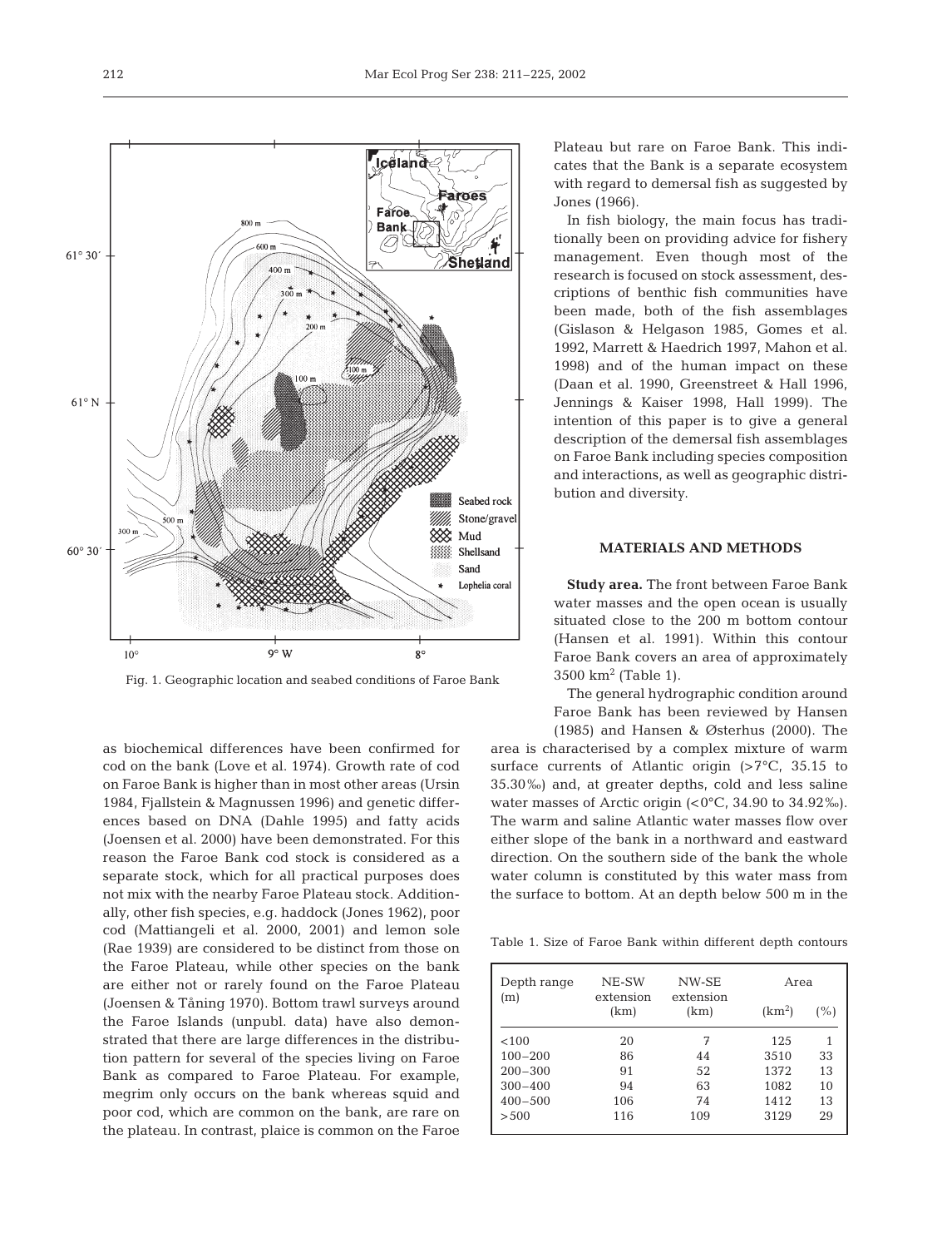Fig. 1. Geographic location and seabed conditions of Faroe Bank

as biochemical differences have been confirmed for cod on the bank (Love et al. 1974). Growth rate of cod on Faroe Bank is higher than in most other areas (Ursin 1984, Fjallstein & Magnussen 1996) and genetic differences based on DNA (Dahle 1995) and fatty acids (Joensen et al. 2000) have been demonstrated. For this reason the Faroe Bank cod stock is considered as a separate stock, which for all practical purposes does not mix with the nearby Faroe Plateau stock. Additionally, other fish species, e.g. haddock (Jones 1962), poor cod (Mattiangeli et al. 2000, 2001) and lemon sole (Rae 1939) are considered to be distinct from those on the Faroe Plateau, while other species on the bank are either not or rarely found on the Faroe Plateau (Joensen & Tåning 1970). Bottom trawl surveys around the Faroe Islands (unpubl. data) have also demonstrated that there are large differences in the distribution pattern for several of the species living on Faroe Bank as compared to Faroe Plateau. For example, megrim only occurs on the bank whereas squid and poor cod, which are common on the bank, are rare on the plateau. In contrast, plaice is common on the Faroe Plateau but rare on Faroe Bank. This indicates that the Bank is a separate ecosystem with regard to demersal fish as suggested by Jones (1966).

In fish biology, the main focus has traditionally been on providing advice for fishery management. Even though most of the research is focused on stock assessment, descriptions of benthic fish communities have been made, both of the fish assemblages (Gislason & Helgason 1985, Gomes et al. 1992, Marrett & Haedrich 1997, Mahon et al. 1998) and of the human impact on these (Daan et al. 1990, Greenstreet & Hall 1996, Jennings & Kaiser 1998, Hall 1999). The intention of this paper is to give a general description of the demersal fish assemblages on Faroe Bank including species composition and interactions, as well as geographic distribution and diversity.

## MATERIALS AND METHODS

**Study area.** The front between Faroe Bank water masses and the open ocean is usually situated close to the 200 m bottom contour (Hansen et al. 1991). Within this contour Faroe Bank covers an area of approximately 3500 km$^2$ (Table 1).

The general hydrographic condition around Faroe Bank has been reviewed by Hansen (1985) and Hansen & Østerhus (2000). The area is characterised by a complex mixture of warm surface currents of Atlantic origin (>7°C, 35.15 to 35.30‰) and, at greater depths, cold and less saline water masses of Arctic origin (<0°C, 34.90 to 34.92‰). The warm and saline Atlantic water masses flow over either slope of the bank in a northward and eastward direction. On the southern side of the bank the whole water column is constituted by this water mass from the surface to bottom. At an depth below 500 m in the

Table 1. Size of Faroe Bank within different depth contours

| Depth range (m) | NE-SW extension (km) | NW-SE extension (km) | Area (km$^2$) | Area (%) |
|---|---|---|---|---|
| <100 | 20 | 7 | 125 | 1 |
| 100–200 | 86 | 44 | 3510 | 33 |
| 200–300 | 91 | 52 | 1372 | 13 |
| 300–400 | 94 | 63 | 1082 | 10 |
| 400–500 | 106 | 74 | 1412 | 13 |
| >500 | 116 | 109 | 3129 | 29 |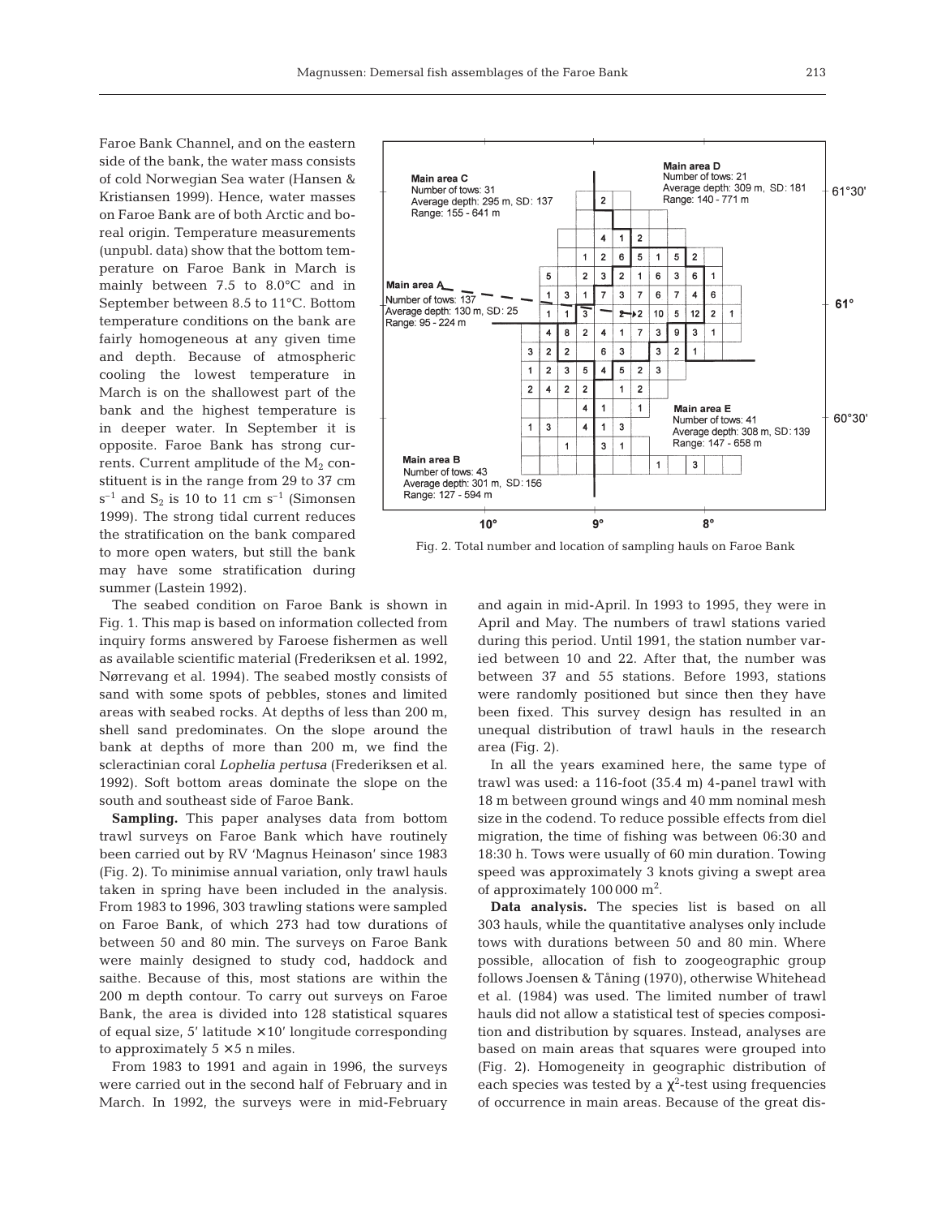Faroe Bank Channel, and on the eastern side of the bank, the water mass consists of cold Norwegian Sea water (Hansen & Kristiansen 1999). Hence, water masses on Faroe Bank are of both Arctic and boreal origin. Temperature measurements (unpubl. data) show that the bottom temperature on Faroe Bank in March is mainly between 7.5 and 8.0°C and in September between 8.5 to 11°C. Bottom temperature conditions on the bank are fairly homogeneous at any given time and depth. Because of atmospheric cooling the lowest temperature in March is on the shallowest part of the bank and the highest temperature is in deeper water. In September it is opposite. Faroe Bank has strong currents. Current amplitude of the $M_2$ constituent is in the range from 29 to 37 cm $s^{-1}$ and $S_2$ is 10 to 11 cm $s^{-1}$ (Simonsen 1999). The strong tidal current reduces the stratification on the bank compared to more open waters, but still the bank may have some stratification during summer (Lastein 1992).

The seabed condition on Faroe Bank is shown in Fig. 1. This map is based on information collected from inquiry forms answered by Faroese fishermen as well as available scientific material (Frederiksen et al. 1992, Nørrevang et al. 1994). The seabed mostly consists of sand with some spots of pebbles, stones and limited areas with seabed rocks. At depths of less than 200 m, shell sand predominates. On the slope around the bank at depths of more than 200 m, we find the scleractinian coral *Lophelia pertusa* (Frederiksen et al. 1992). Soft bottom areas dominate the slope on the south and southeast side of Faroe Bank.

**Sampling.** This paper analyses data from bottom trawl surveys on Faroe Bank which have routinely been carried out by RV 'Magnus Heinason' since 1983 (Fig. 2). To minimise annual variation, only trawl hauls taken in spring have been included in the analysis. From 1983 to 1996, 303 trawling stations were sampled on Faroe Bank, of which 273 had tow durations of between 50 and 80 min. The surveys on Faroe Bank were mainly designed to study cod, haddock and saithe. Because of this, most stations are within the 200 m depth contour. To carry out surveys on Faroe Bank, the area is divided into 128 statistical squares of equal size, 5' latitude × 10' longitude corresponding to approximately 5 × 5 n miles.

From 1983 to 1991 and again in 1996, the surveys were carried out in the second half of February and in March. In 1992, the surveys were in mid-February and again in mid-April. In 1993 to 1995, they were in April and May. The numbers of trawl stations varied during this period. Until 1991, the station number varied between 10 and 22. After that, the number was between 37 and 55 stations. Before 1993, stations were randomly positioned but since then they have been fixed. This survey design has resulted in an unequal distribution of trawl hauls in the research area (Fig. 2).

Main area A — Number of tows: 137; Average depth: 130 m, SD: 25; Range: 95 - 224 m
Main area B — Number of tows: 43; Average depth: 301 m, SD: 156; Range: 127 - 594 m
Main area C — Number of tows: 31; Average depth: 295 m, SD: 137; Range: 155 - 641 m
Main area D — Number of tows: 21; Average depth: 309 m, SD: 181; Range: 140 - 771 m
Main area E — Number of tows: 41; Average depth: 308 m, SD: 139; Range: 147 - 658 m

Fig. 2. Total number and location of sampling hauls on Faroe Bank

In all the years examined here, the same type of trawl was used: a 116-foot (35.4 m) 4-panel trawl with 18 m between ground wings and 40 mm nominal mesh size in the codend. To reduce possible effects from diel migration, the time of fishing was between 06:30 and 18:30 h. Tows were usually of 60 min duration. Towing speed was approximately 3 knots giving a swept area of approximately 100 000 $m^2$.

**Data analysis.** The species list is based on all 303 hauls, while the quantitative analyses only include tows with durations between 50 and 80 min. Where possible, allocation of fish to zoogeographic group follows Joensen & Tåning (1970), otherwise Whitehead et al. (1984) was used. The limited number of trawl hauls did not allow a statistical test of species composition and distribution by squares. Instead, analyses are based on main areas that squares were grouped into (Fig. 2). Homogeneity in geographic distribution of each species was tested by a $\chi^2$-test using frequencies of occurrence in main areas. Because of the great dis-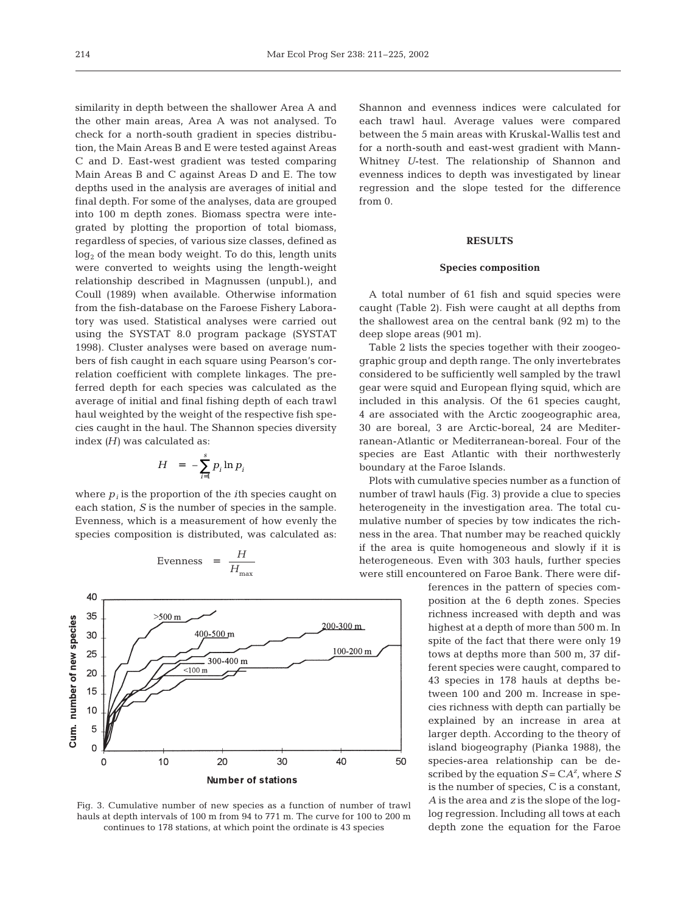similarity in depth between the shallower Area A and the other main areas, Area A was not analysed. To check for a north-south gradient in species distribution, the Main Areas B and E were tested against Areas C and D. East-west gradient was tested comparing Main Areas B and C against Areas D and E. The tow depths used in the analysis are averages of initial and final depth. For some of the analyses, data are grouped into 100 m depth zones. Biomass spectra were integrated by plotting the proportion of total biomass, regardless of species, of various size classes, defined as $\log_2$ of the mean body weight. To do this, length units were converted to weights using the length-weight relationship described in Magnussen (unpubl.), and Coull (1989) when available. Otherwise information from the fish-database on the Faroese Fishery Laboratory was used. Statistical analyses were carried out using the SYSTAT 8.0 program package (SYSTAT 1998). Cluster analyses were based on average numbers of fish caught in each square using Pearson's correlation coefficient with complete linkages. The preferred depth for each species was calculated as the average of initial and final fishing depth of each trawl haul weighted by the weight of the respective fish species caught in the haul. The Shannon species diversity index ($H$) was calculated as:

$$H = -\sum_{i=1}^{s} p_i \ln p_i$$

where $p_i$ is the proportion of the $i$th species caught on each station, $S$ is the number of species in the sample. Evenness, which is a measurement of how evenly the species composition is distributed, was calculated as:

$$\text{Evenness} = \frac{H}{H_{\max}}$$

Fig. 3. Cumulative number of new species as a function of number of trawl hauls at depth intervals of 100 m from 94 to 771 m. The curve for 100 to 200 m continues to 178 stations, at which point the ordinate is 43 species

Shannon and evenness indices were calculated for each trawl haul. Average values were compared between the 5 main areas with Kruskal-Wallis test and for a north-south and east-west gradient with Mann-Whitney $U$-test. The relationship of Shannon and evenness indices to depth was investigated by linear regression and the slope tested for the difference from 0.

## RESULTS

### Species composition

A total number of 61 fish and squid species were caught (Table 2). Fish were caught at all depths from the shallowest area on the central bank (92 m) to the deep slope areas (901 m).

Table 2 lists the species together with their zoogeographic group and depth range. The only invertebrates considered to be sufficiently well sampled by the trawl gear were squid and European flying squid, which are included in this analysis. Of the 61 species caught, 4 are associated with the Arctic zoogeographic area, 30 are boreal, 3 are Arctic-boreal, 24 are Mediterranean-Atlantic or Mediterranean-boreal. Four of the species are East Atlantic with their northwesterly boundary at the Faroe Islands.

Plots with cumulative species number as a function of number of trawl hauls (Fig. 3) provide a clue to species heterogeneity in the investigation area. The total cumulative number of species by tow indicates the richness in the area. That number may be reached quickly if the area is quite homogeneous and slowly if it is heterogeneous. Even with 303 hauls, further species were still encountered on Faroe Bank. There were differences in the pattern of species composition at the 6 depth zones. Species richness increased with depth and was highest at a depth of more than 500 m. In spite of the fact that there were only 19 tows at depths more than 500 m, 37 different species were caught, compared to 43 species in 178 hauls at depths between 100 and 200 m. Increase in species richness with depth can partially be explained by an increase in area at larger depth. According to the theory of island biogeography (Pianka 1988), the species-area relationship can be described by the equation $S = CA^z$, where $S$ is the number of species, C is a constant, $A$ is the area and $z$ is the slope of the log-log regression. Including all tows at each depth zone the equation for the Faroe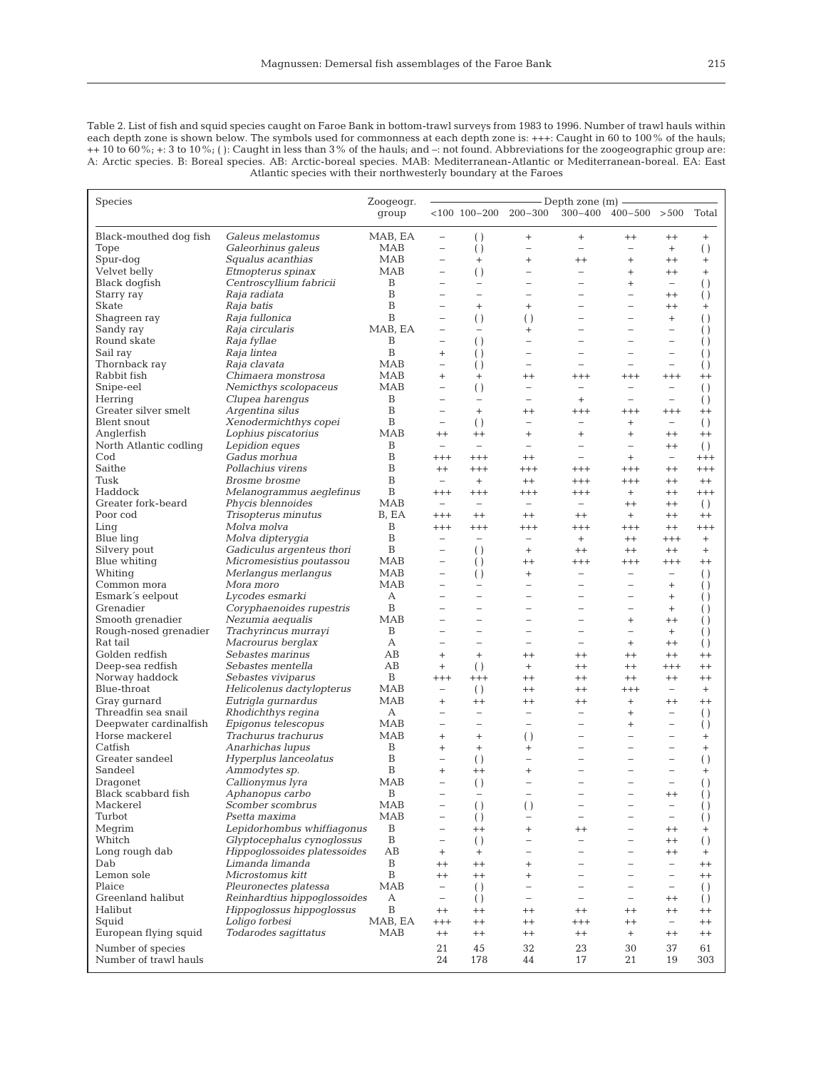Table 2. List of fish and squid species caught on Faroe Bank in bottom-trawl surveys from 1983 to 1996. Number of trawl hauls within each depth zone is shown below. The symbols used for commonness at each depth zone is: +++: Caught in 60 to 100% of the hauls; ++ 10 to 60%; +: 3 to 10%; ( ): Caught in less than 3% of the hauls; and –: not found. Abbreviations for the zoogeographic group are: A: Arctic species. B: Boreal species. AB: Arctic-boreal species. MAB: Mediterranean-Atlantic or Mediterranean-boreal. EA: East Atlantic species with their northwesterly boundary at the Faroes

| Species | | Zoogeogr. group | Depth zone (m) | | | | | | |
|---|---|---|---|---|---|---|---|---|---|
| | | | <100 | 100–200 | 200–300 | 300–400 | 400–500 | >500 | Total |
| Black-mouthed dog fish | *Galeus melastomus* | MAB, EA | – | ( ) | + | + | ++ | ++ | + |
| Tope | *Galeorhinus galeus* | MAB | – | ( ) | – | – | – | + | ( ) |
| Spur-dog | *Squalus acanthias* | MAB | – | + | + | ++ | + | ++ | + |
| Velvet belly | *Etmopterus spinax* | MAB | – | ( ) | – | – | + | ++ | + |
| Black dogfish | *Centroscyllium fabricii* | B | – | – | – | – | + | – | ( ) |
| Starry ray | *Raja radiata* | B | – | – | – | – | – | ++ | ( ) |
| Skate | *Raja batis* | B | – | + | + | – | – | ++ | + |
| Shagreen ray | *Raja fullonica* | B | – | ( ) | ( ) | – | – | + | ( ) |
| Sandy ray | *Raja circularis* | MAB, EA | – | – | + | – | – | – | ( ) |
| Round skate | *Raja fyllae* | B | – | ( ) | – | – | – | – | ( ) |
| Sail ray | *Raja lintea* | B | + | ( ) | – | – | – | – | ( ) |
| Thornback ray | *Raja clavata* | MAB | – | ( ) | – | – | – | – | ( ) |
| Rabbit fish | *Chimaera monstrosa* | MAB | + | + | ++ | +++ | +++ | +++ | ++ |
| Snipe-eel | *Nemicthys scolopaceus* | MAB | – | ( ) | – | – | – | – | ( ) |
| Herring | *Clupea harengus* | B | – | – | – | + | – | – | ( ) |
| Greater silver smelt | *Argentina silus* | B | – | + | ++ | +++ | +++ | +++ | ++ |
| Blent snout | *Xenodermichthys copei* | B | – | ( ) | – | – | + | – | ( ) |
| Anglerfish | *Lophius piscatorius* | MAB | ++ | ++ | + | + | + | ++ | ++ |
| North Atlantic codling | *Lepidion eques* | B | – | – | – | – | – | ++ | ( ) |
| Cod | *Gadus morhua* | B | +++ | +++ | ++ | – | + | – | +++ |
| Saithe | *Pollachius virens* | B | ++ | +++ | +++ | +++ | +++ | ++ | +++ |
| Tusk | *Brosme brosme* | B | – | + | ++ | +++ | +++ | ++ | ++ |
| Haddock | *Melanogrammus aeglefinus* | B | +++ | +++ | +++ | +++ | + | ++ | +++ |
| Greater fork-beard | *Phycis blennoides* | MAB | – | – | – | – | ++ | ++ | ( ) |
| Poor cod | *Trisopterus minutus* | B, EA | +++ | ++ | ++ | ++ | + | ++ | ++ |
| Ling | *Molva molva* | B | +++ | +++ | +++ | +++ | +++ | ++ | +++ |
| Blue ling | *Molva dipterygia* | B | – | – | – | + | ++ | +++ | + |
| Silvery pout | *Gadiculus argenteus thori* | B | – | ( ) | + | ++ | ++ | ++ | + |
| Blue whiting | *Micromesistius poutassou* | MAB | – | ( ) | ++ | +++ | +++ | +++ | ++ |
| Whiting | *Merlangus merlangus* | MAB | – | ( ) | + | – | – | – | ( ) |
| Common mora | *Mora moro* | MAB | – | – | – | – | – | + | ( ) |
| Esmark´s eelpout | *Lycodes esmarki* | A | – | – | – | – | – | + | ( ) |
| Grenadier | *Coryphaenoides rupestris* | B | – | – | – | – | – | + | ( ) |
| Smooth grenadier | *Nezumia aequalis* | MAB | – | – | – | – | + | ++ | ( ) |
| Rough-nosed grenadier | *Trachyrincus murrayi* | B | – | – | – | – | – | + | ( ) |
| Rat tail | *Macrourus berglax* | A | – | – | – | – | + | ++ | ( ) |
| Golden redfish | *Sebastes marinus* | AB | + | + | ++ | ++ | ++ | ++ | ++ |
| Deep-sea redfish | *Sebastes mentella* | AB | + | ( ) | + | ++ | ++ | +++ | ++ |
| Norway haddock | *Sebastes viviparus* | B | +++ | +++ | ++ | ++ | ++ | ++ | ++ |
| Blue-throat | *Helicolenus dactylopterus* | MAB | – | ( ) | ++ | ++ | +++ | – | + |
| Gray gurnard | *Eutrigla gurnardus* | MAB | + | ++ | ++ | ++ | + | ++ | ++ |
| Threadfin sea snail | *Rhodichthys regina* | A | – | – | – | – | + | – | ( ) |
| Deepwater cardinalfish | *Epigonus telescopus* | MAB | – | – | – | – | + | – | ( ) |
| Horse mackerel | *Trachurus trachurus* | MAB | + | + | ( ) | – | – | – | + |
| Catfish | *Anarhichas lupus* | B | + | + | + | – | – | – | + |
| Greater sandeel | *Hyperplus lanceolatus* | B | – | ( ) | – | – | – | – | ( ) |
| Sandeel | *Ammodytes sp.* | B | + | ++ | + | – | – | – | + |
| Dragonet | *Callionymus lyra* | MAB | – | ( ) | – | – | – | – | ( ) |
| Black scabbard fish | *Aphanopus carbo* | B | – | – | – | – | – | ++ | ( ) |
| Mackerel | *Scomber scombrus* | MAB | – | ( ) | ( ) | – | – | – | ( ) |
| Turbot | *Psetta maxima* | MAB | – | ( ) | – | – | – | – | ( ) |
| Megrim | *Lepidorhombus whiffiagonus* | B | – | ++ | + | ++ | – | ++ | + |
| Whitch | *Glyptocephalus cynoglossus* | B | – | ( ) | – | – | – | ++ | ( ) |
| Long rough dab | *Hippoglossoides platessoides* | AB | + | + | – | – | – | ++ | + |
| Dab | *Limanda limanda* | B | ++ | ++ | + | – | – | – | ++ |
| Lemon sole | *Microstomus kitt* | B | ++ | ++ | + | – | – | – | ++ |
| Plaice | *Pleuronectes platessa* | MAB | – | ( ) | – | – | – | – | ( ) |
| Greenland halibut | *Reinhardtius hippoglossoides* | A | – | ( ) | – | – | – | ++ | ( ) |
| Halibut | *Hippoglossus hippoglossus* | B | ++ | ++ | ++ | ++ | ++ | ++ | ++ |
| Squid | *Loligo forbesi* | MAB, EA | +++ | ++ | ++ | +++ | ++ | – | ++ |
| European flying squid | *Todarodes sagittatus* | MAB | ++ | ++ | ++ | ++ | + | ++ | ++ |
| Number of species | | | 21 | 45 | 32 | 23 | 30 | 37 | 61 |
| Number of trawl hauls | | | 24 | 178 | 44 | 17 | 21 | 19 | 303 |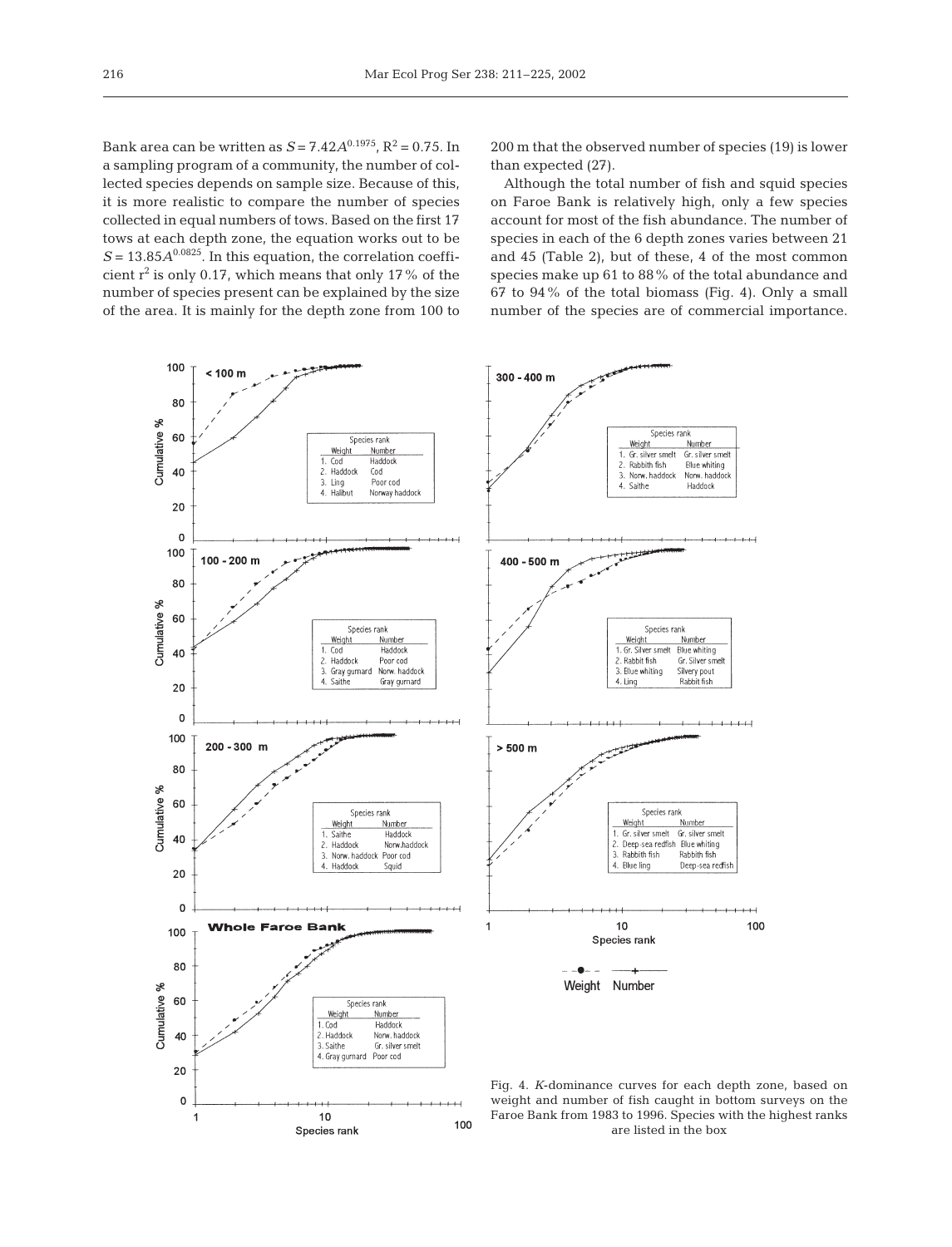Bank area can be written as $S = 7.42A^{0.1975}$, $R^2 = 0.75$. In a sampling program of a community, the number of collected species depends on sample size. Because of this, it is more realistic to compare the number of species collected in equal numbers of tows. Based on the first 17 tows at each depth zone, the equation works out to be $S = 13.85A^{0.0825}$. In this equation, the correlation coefficient $r^2$ is only 0.17, which means that only 17% of the number of species present can be explained by the size of the area. It is mainly for the depth zone from 100 to 200 m that the observed number of species (19) is lower than expected (27).

Although the total number of fish and squid species on Faroe Bank is relatively high, only a few species account for most of the fish abundance. The number of species in each of the 6 depth zones varies between 21 and 45 (Table 2), but of these, 4 of the most common species make up 61 to 88% of the total abundance and 67 to 94% of the total biomass (Fig. 4). Only a small number of the species are of commercial importance.

Fig. 4. *K*-dominance curves for each depth zone, based on weight and number of fish caught in bottom surveys on the Faroe Bank from 1983 to 1996. Species with the highest ranks are listed in the box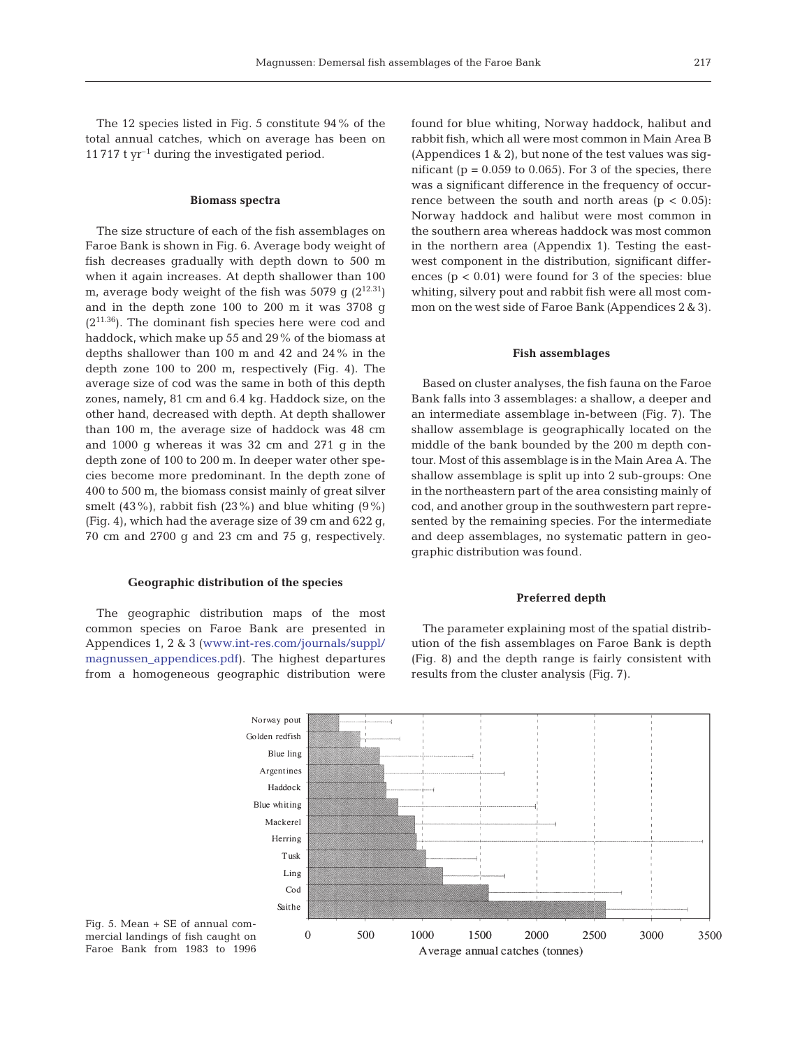The 12 species listed in Fig. 5 constitute 94% of the total annual catches, which on average has been on 11 717 t $yr^{-1}$ during the investigated period.

### Biomass spectra

The size structure of each of the fish assemblages on Faroe Bank is shown in Fig. 6. Average body weight of fish decreases gradually with depth down to 500 m when it again increases. At depth shallower than 100 m, average body weight of the fish was 5079 g ($2^{12.31}$) and in the depth zone 100 to 200 m it was 3708 g ($2^{11.36}$). The dominant fish species here were cod and haddock, which make up 55 and 29% of the biomass at depths shallower than 100 m and 42 and 24% in the depth zone 100 to 200 m, respectively (Fig. 4). The average size of cod was the same in both of this depth zones, namely, 81 cm and 6.4 kg. Haddock size, on the other hand, decreased with depth. At depth shallower than 100 m, the average size of haddock was 48 cm and 1000 g whereas it was 32 cm and 271 g in the depth zone of 100 to 200 m. In deeper water other species become more predominant. In the depth zone of 400 to 500 m, the biomass consist mainly of great silver smelt (43%), rabbit fish (23%) and blue whiting (9%) (Fig. 4), which had the average size of 39 cm and 622 g, 70 cm and 2700 g and 23 cm and 75 g, respectively.

### Geographic distribution of the species

The geographic distribution maps of the most common species on Faroe Bank are presented in Appendices 1, 2 & 3 (www.int-res.com/journals/suppl/magnussen_appendices.pdf). The highest departures from a homogeneous geographic distribution were found for blue whiting, Norway haddock, halibut and rabbit fish, which all were most common in Main Area B (Appendices 1 & 2), but none of the test values was significant ($p = 0.059$ to $0.065$). For 3 of the species, there was a significant difference in the frequency of occurrence between the south and north areas ($p < 0.05$): Norway haddock and halibut were most common in the southern area whereas haddock was most common in the northern area (Appendix 1). Testing the east-west component in the distribution, significant differences ($p < 0.01$) were found for 3 of the species: blue whiting, silvery pout and rabbit fish were all most common on the west side of Faroe Bank (Appendices 2 & 3).

### Fish assemblages

Based on cluster analyses, the fish fauna on the Faroe Bank falls into 3 assemblages: a shallow, a deeper and an intermediate assemblage in-between (Fig. 7). The shallow assemblage is geographically located on the middle of the bank bounded by the 200 m depth contour. Most of this assemblage is in the Main Area A. The shallow assemblage is split up into 2 sub-groups: One in the northeastern part of the area consisting mainly of cod, and another group in the southwestern part represented by the remaining species. For the intermediate and deep assemblages, no systematic pattern in geographic distribution was found.

### Preferred depth

The parameter explaining most of the spatial distribution of the fish assemblages on Faroe Bank is depth (Fig. 8) and the depth range is fairly consistent with results from the cluster analysis (Fig. 7).

Fig. 5. Mean + SE of annual commercial landings of fish caught on Faroe Bank from 1983 to 1996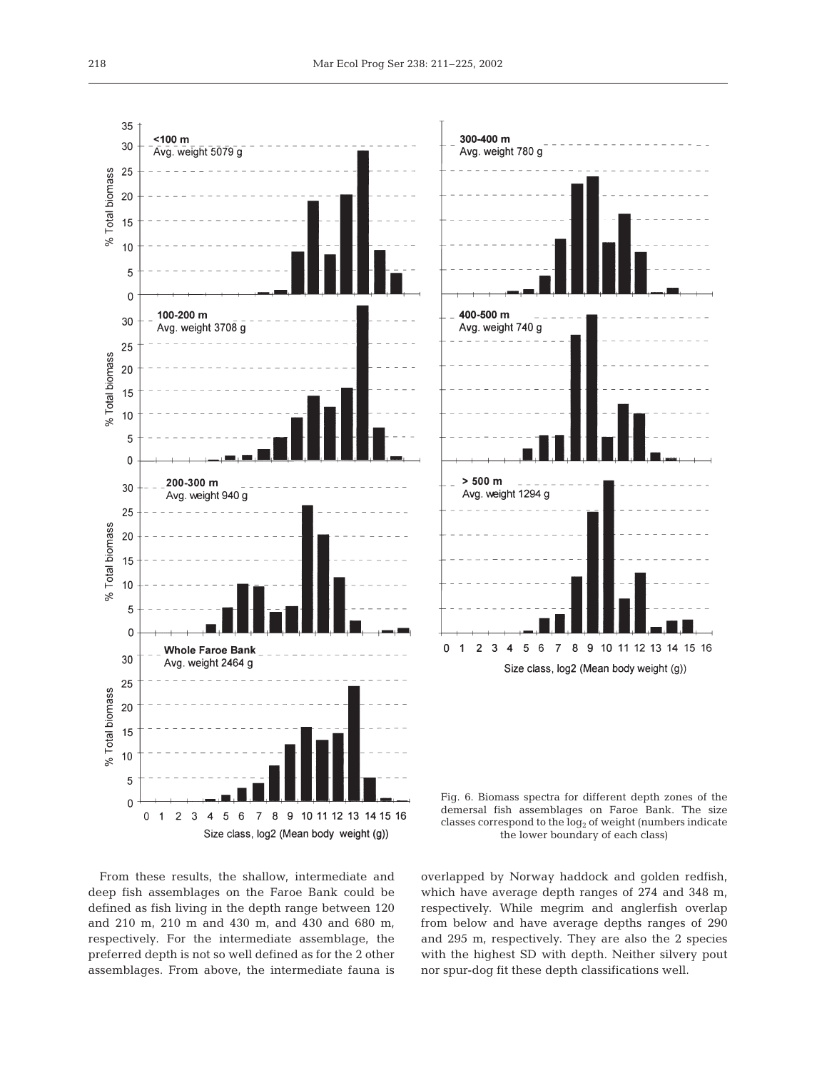Fig. 6. Biomass spectra for different depth zones of the demersal fish assemblages on Faroe Bank. The size classes correspond to the $\log_2$ of weight (numbers indicate the lower boundary of each class)

From these results, the shallow, intermediate and deep fish assemblages on the Faroe Bank could be defined as fish living in the depth range between 120 and 210 m, 210 m and 430 m, and 430 and 680 m, respectively. For the intermediate assemblage, the preferred depth is not so well defined as for the 2 other assemblages. From above, the intermediate fauna is overlapped by Norway haddock and golden redfish, which have average depth ranges of 274 and 348 m, respectively. While megrim and anglerfish overlap from below and have average depths ranges of 290 and 295 m, respectively. They are also the 2 species with the highest SD with depth. Neither silvery pout nor spur-dog fit these depth classifications well.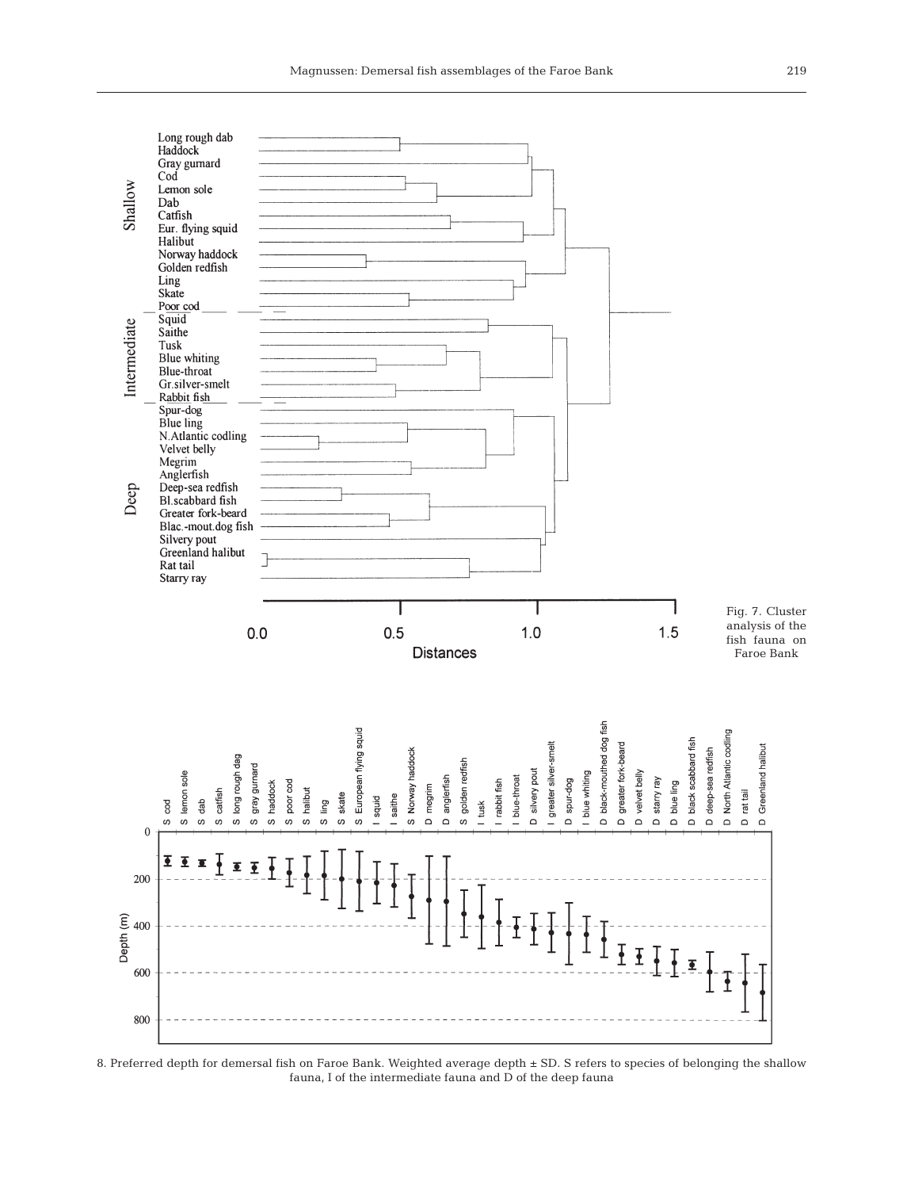Fig. 7. Cluster analysis of the fish fauna on Faroe Bank

8. Preferred depth for demersal fish on Faroe Bank. Weighted average depth ± SD. S refers to species of belonging the shallow fauna, I of the intermediate fauna and D of the deep fauna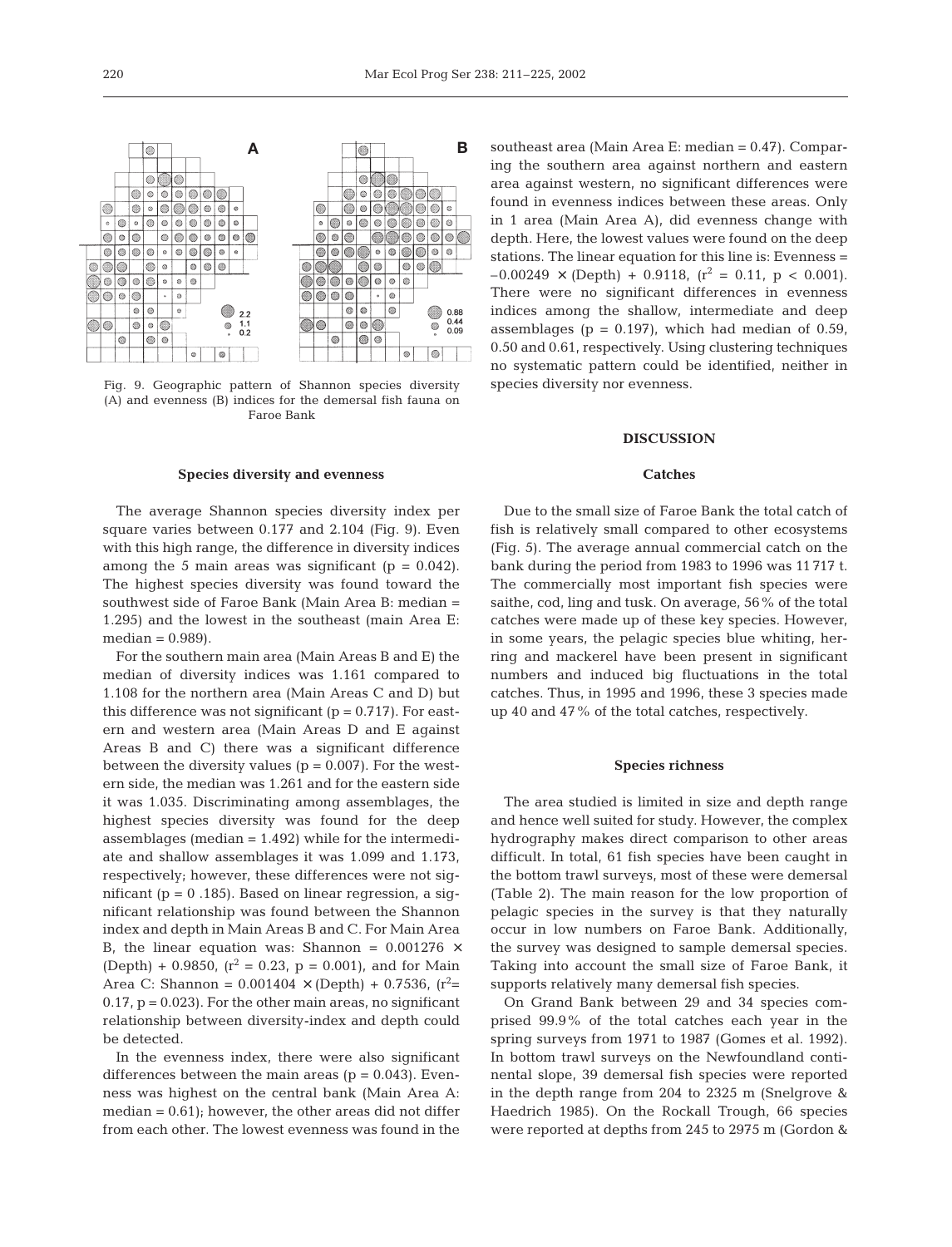Fig. 9. Geographic pattern of Shannon species diversity (A) and evenness (B) indices for the demersal fish fauna on Faroe Bank

### Species diversity and evenness

The average Shannon species diversity index per square varies between 0.177 and 2.104 (Fig. 9). Even with this high range, the difference in diversity indices among the 5 main areas was significant ($p = 0.042$). The highest species diversity was found toward the southwest side of Faroe Bank (Main Area B: median = 1.295) and the lowest in the southeast (main Area E: median = 0.989).

For the southern main area (Main Areas B and E) the median of diversity indices was 1.161 compared to 1.108 for the northern area (Main Areas C and D) but this difference was not significant ($p = 0.717$). For eastern and western area (Main Areas D and E against Areas B and C) there was a significant difference between the diversity values ($p = 0.007$). For the western side, the median was 1.261 and for the eastern side it was 1.035. Discriminating among assemblages, the highest species diversity was found for the deep assemblages (median = 1.492) while for the intermediate and shallow assemblages it was 1.099 and 1.173, respectively; however, these differences were not significant ($p = 0.185$). Based on linear regression, a significant relationship was found between the Shannon index and depth in Main Areas B and C. For Main Area B, the linear equation was: Shannon = 0.001276 × (Depth) + 0.9850, ($r^2 = 0.23$, $p = 0.001$), and for Main Area C: Shannon = 0.001404 × (Depth) + 0.7536, ($r^2 = 0.17$, $p = 0.023$). For the other main areas, no significant relationship between diversity-index and depth could be detected.

In the evenness index, there were also significant differences between the main areas ($p = 0.043$). Evenness was highest on the central bank (Main Area A: median = 0.61); however, the other areas did not differ from each other. The lowest evenness was found in the southeast area (Main Area E: median = 0.47). Comparing the southern area against northern and eastern area against western, no significant differences were found in evenness indices between these areas. Only in 1 area (Main Area A), did evenness change with depth. Here, the lowest values were found on the deep stations. The linear equation for this line is: Evenness = –0.00249 × (Depth) + 0.9118, ($r^2 = 0.11$, $p < 0.001$). There were no significant differences in evenness indices among the shallow, intermediate and deep assemblages ($p = 0.197$), which had median of 0.59, 0.50 and 0.61, respectively. Using clustering techniques no systematic pattern could be identified, neither in species diversity nor evenness.

## DISCUSSION

### Catches

Due to the small size of Faroe Bank the total catch of fish is relatively small compared to other ecosystems (Fig. 5). The average annual commercial catch on the bank during the period from 1983 to 1996 was 11 717 t. The commercially most important fish species were saithe, cod, ling and tusk. On average, 56% of the total catches were made up of these key species. However, in some years, the pelagic species blue whiting, herring and mackerel have been present in significant numbers and induced big fluctuations in the total catches. Thus, in 1995 and 1996, these 3 species made up 40 and 47% of the total catches, respectively.

### Species richness

The area studied is limited in size and depth range and hence well suited for study. However, the complex hydrography makes direct comparison to other areas difficult. In total, 61 fish species have been caught in the bottom trawl surveys, most of these were demersal (Table 2). The main reason for the low proportion of pelagic species in the survey is that they naturally occur in low numbers on Faroe Bank. Additionally, the survey was designed to sample demersal species. Taking into account the small size of Faroe Bank, it supports relatively many demersal fish species.

On Grand Bank between 29 and 34 species comprised 99.9% of the total catches each year in the spring surveys from 1971 to 1987 (Gomes et al. 1992). In bottom trawl surveys on the Newfoundland continental slope, 39 demersal fish species were reported in the depth range from 204 to 2325 m (Snelgrove & Haedrich 1985). On the Rockall Trough, 66 species were reported at depths from 245 to 2975 m (Gordon &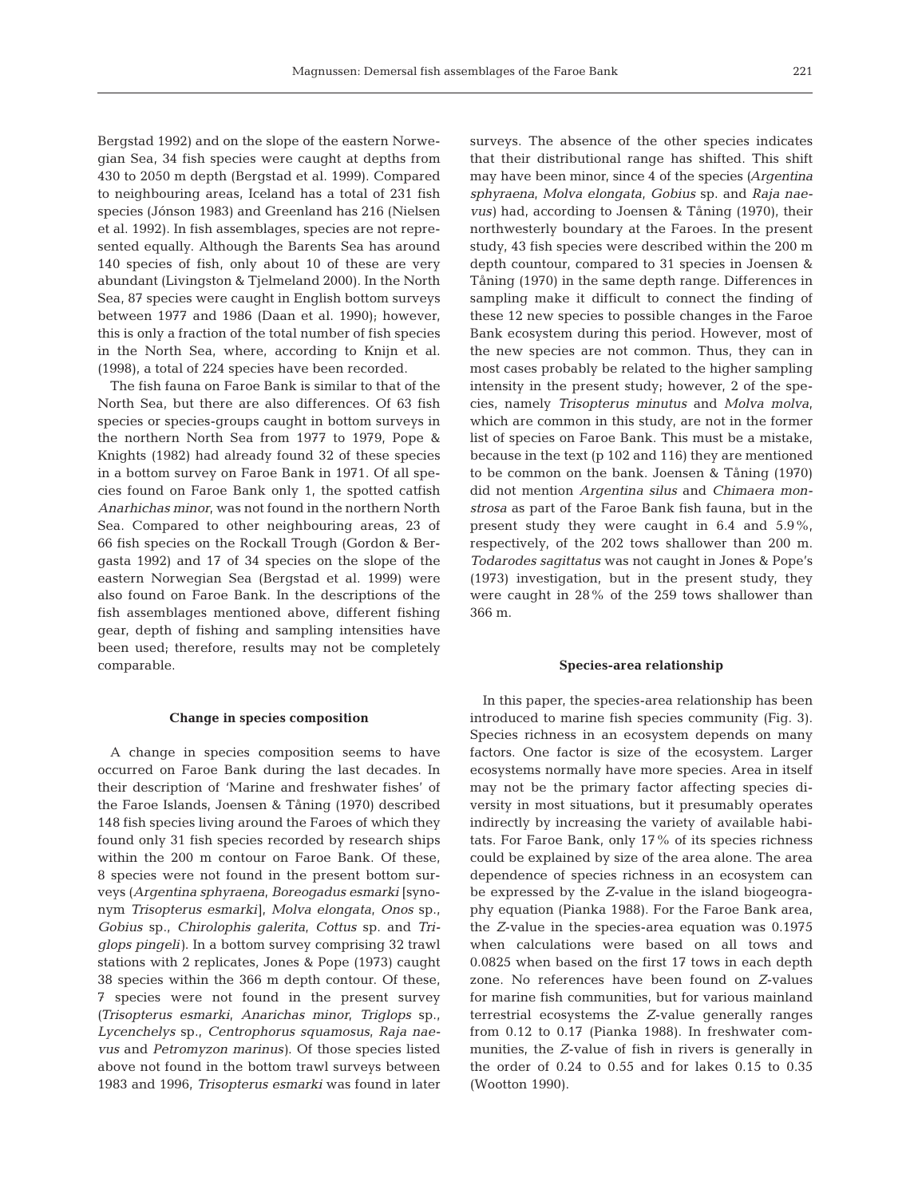Bergstad 1992) and on the slope of the eastern Norwegian Sea, 34 fish species were caught at depths from 430 to 2050 m depth (Bergstad et al. 1999). Compared to neighbouring areas, Iceland has a total of 231 fish species (Jónson 1983) and Greenland has 216 (Nielsen et al. 1992). In fish assemblages, species are not represented equally. Although the Barents Sea has around 140 species of fish, only about 10 of these are very abundant (Livingston & Tjelmeland 2000). In the North Sea, 87 species were caught in English bottom surveys between 1977 and 1986 (Daan et al. 1990); however, this is only a fraction of the total number of fish species in the North Sea, where, according to Knijn et al. (1998), a total of 224 species have been recorded.

The fish fauna on Faroe Bank is similar to that of the North Sea, but there are also differences. Of 63 fish species or species-groups caught in bottom surveys in the northern North Sea from 1977 to 1979, Pope & Knights (1982) had already found 32 of these species in a bottom survey on Faroe Bank in 1971. Of all species found on Faroe Bank only 1, the spotted catfish *Anarhichas minor*, was not found in the northern North Sea. Compared to other neighbouring areas, 23 of 66 fish species on the Rockall Trough (Gordon & Bergasta 1992) and 17 of 34 species on the slope of the eastern Norwegian Sea (Bergstad et al. 1999) were also found on Faroe Bank. In the descriptions of the fish assemblages mentioned above, different fishing gear, depth of fishing and sampling intensities have been used; therefore, results may not be completely comparable.

### Change in species composition

A change in species composition seems to have occurred on Faroe Bank during the last decades. In their description of 'Marine and freshwater fishes' of the Faroe Islands, Joensen & Tåning (1970) described 148 fish species living around the Faroes of which they found only 31 fish species recorded by research ships within the 200 m contour on Faroe Bank. Of these, 8 species were not found in the present bottom surveys (*Argentina sphyraena*, *Boreogadus esmarki* [synonym *Trisopterus esmarki*], *Molva elongata*, *Onos* sp., *Gobius* sp., *Chirolophis galerita*, *Cottus* sp. and *Triglops pingeli*). In a bottom survey comprising 32 trawl stations with 2 replicates, Jones & Pope (1973) caught 38 species within the 366 m depth contour. Of these, 7 species were not found in the present survey (*Trisopterus esmarki*, *Anarichas minor*, *Triglops* sp., *Lycenchelys* sp., *Centrophorus squamosus*, *Raja naevus* and *Petromyzon marinus*). Of those species listed above not found in the bottom trawl surveys between 1983 and 1996, *Trisopterus esmarki* was found in later surveys. The absence of the other species indicates that their distributional range has shifted. This shift may have been minor, since 4 of the species (*Argentina sphyraena*, *Molva elongata*, *Gobius* sp. and *Raja naevus*) had, according to Joensen & Tåning (1970), their northwesterly boundary at the Faroes. In the present study, 43 fish species were described within the 200 m depth countour, compared to 31 species in Joensen & Tåning (1970) in the same depth range. Differences in sampling make it difficult to connect the finding of these 12 new species to possible changes in the Faroe Bank ecosystem during this period. However, most of the new species are not common. Thus, they can in most cases probably be related to the higher sampling intensity in the present study; however, 2 of the species, namely *Trisopterus minutus* and *Molva molva*, which are common in this study, are not in the former list of species on Faroe Bank. This must be a mistake, because in the text (p 102 and 116) they are mentioned to be common on the bank. Joensen & Tåning (1970) did not mention *Argentina silus* and *Chimaera monstrosa* as part of the Faroe Bank fish fauna, but in the present study they were caught in 6.4 and 5.9%, respectively, of the 202 tows shallower than 200 m. *Todarodes sagittatus* was not caught in Jones & Pope's (1973) investigation, but in the present study, they were caught in 28% of the 259 tows shallower than 366 m.

### Species-area relationship

In this paper, the species-area relationship has been introduced to marine fish species community (Fig. 3). Species richness in an ecosystem depends on many factors. One factor is size of the ecosystem. Larger ecosystems normally have more species. Area in itself may not be the primary factor affecting species diversity in most situations, but it presumably operates indirectly by increasing the variety of available habitats. For Faroe Bank, only 17% of its species richness could be explained by size of the area alone. The area dependence of species richness in an ecosystem can be expressed by the *Z*-value in the island biogeography equation (Pianka 1988). For the Faroe Bank area, the *Z*-value in the species-area equation was 0.1975 when calculations were based on all tows and 0.0825 when based on the first 17 tows in each depth zone. No references have been found on *Z*-values for marine fish communities, but for various mainland terrestrial ecosystems the *Z*-value generally ranges from 0.12 to 0.17 (Pianka 1988). In freshwater communities, the *Z*-value of fish in rivers is generally in the order of 0.24 to 0.55 and for lakes 0.15 to 0.35 (Wootton 1990).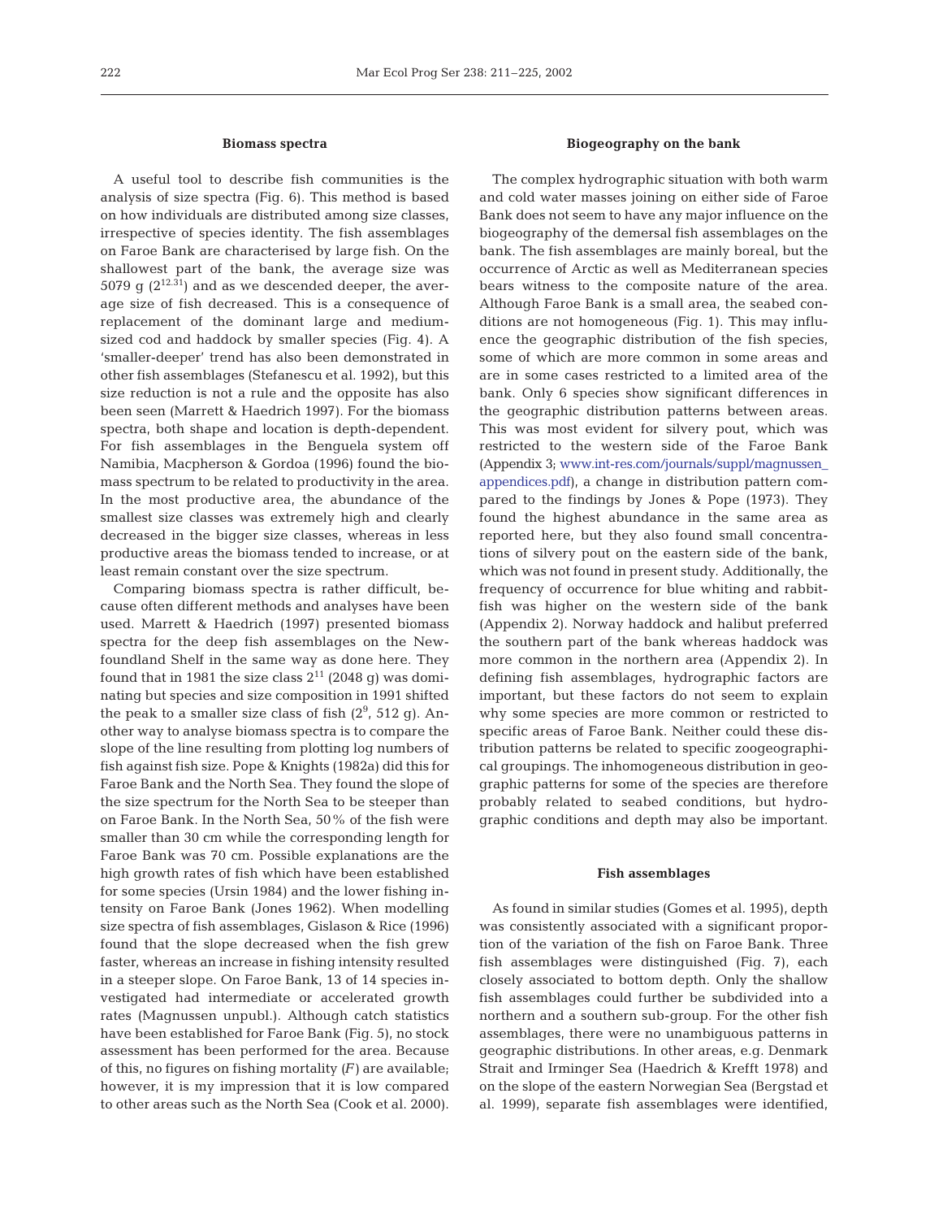## Biomass spectra

A useful tool to describe fish communities is the analysis of size spectra (Fig. 6). This method is based on how individuals are distributed among size classes, irrespective of species identity. The fish assemblages on Faroe Bank are characterised by large fish. On the shallowest part of the bank, the average size was 5079 g ($2^{12.31}$) and as we descended deeper, the average size of fish decreased. This is a consequence of replacement of the dominant large and medium-sized cod and haddock by smaller species (Fig. 4). A 'smaller-deeper' trend has also been demonstrated in other fish assemblages (Stefanescu et al. 1992), but this size reduction is not a rule and the opposite has also been seen (Marrett & Haedrich 1997). For the biomass spectra, both shape and location is depth-dependent. For fish assemblages in the Benguela system off Namibia, Macpherson & Gordoa (1996) found the biomass spectrum to be related to productivity in the area. In the most productive area, the abundance of the smallest size classes was extremely high and clearly decreased in the bigger size classes, whereas in less productive areas the biomass tended to increase, or at least remain constant over the size spectrum.

Comparing biomass spectra is rather difficult, because often different methods and analyses have been used. Marrett & Haedrich (1997) presented biomass spectra for the deep fish assemblages on the Newfoundland Shelf in the same way as done here. They found that in 1981 the size class $2^{11}$ (2048 g) was dominating but species and size composition in 1991 shifted the peak to a smaller size class of fish ($2^{9}$, 512 g). Another way to analyse biomass spectra is to compare the slope of the line resulting from plotting log numbers of fish against fish size. Pope & Knights (1982a) did this for Faroe Bank and the North Sea. They found the slope of the size spectrum for the North Sea to be steeper than on Faroe Bank. In the North Sea, 50% of the fish were smaller than 30 cm while the corresponding length for Faroe Bank was 70 cm. Possible explanations are the high growth rates of fish which have been established for some species (Ursin 1984) and the lower fishing intensity on Faroe Bank (Jones 1962). When modelling size spectra of fish assemblages, Gislason & Rice (1996) found that the slope decreased when the fish grew faster, whereas an increase in fishing intensity resulted in a steeper slope. On Faroe Bank, 13 of 14 species investigated had intermediate or accelerated growth rates (Magnussen unpubl.). Although catch statistics have been established for Faroe Bank (Fig. 5), no stock assessment has been performed for the area. Because of this, no figures on fishing mortality (*F*) are available; however, it is my impression that it is low compared to other areas such as the North Sea (Cook et al. 2000).

## Biogeography on the bank

The complex hydrographic situation with both warm and cold water masses joining on either side of Faroe Bank does not seem to have any major influence on the biogeography of the demersal fish assemblages on the bank. The fish assemblages are mainly boreal, but the occurrence of Arctic as well as Mediterranean species bears witness to the composite nature of the area. Although Faroe Bank is a small area, the seabed conditions are not homogeneous (Fig. 1). This may influence the geographic distribution of the fish species, some of which are more common in some areas and are in some cases restricted to a limited area of the bank. Only 6 species show significant differences in the geographic distribution patterns between areas. This was most evident for silvery pout, which was restricted to the western side of the Faroe Bank (Appendix 3; www.int-res.com/journals/suppl/magnussen_appendices.pdf), a change in distribution pattern compared to the findings by Jones & Pope (1973). They found the highest abundance in the same area as reported here, but they also found small concentrations of silvery pout on the eastern side of the bank, which was not found in present study. Additionally, the frequency of occurrence for blue whiting and rabbitfish was higher on the western side of the bank (Appendix 2). Norway haddock and halibut preferred the southern part of the bank whereas haddock was more common in the northern area (Appendix 2). In defining fish assemblages, hydrographic factors are important, but these factors do not seem to explain why some species are more common or restricted to specific areas of Faroe Bank. Neither could these distribution patterns be related to specific zoogeographical groupings. The inhomogeneous distribution in geographic patterns for some of the species are therefore probably related to seabed conditions, but hydrographic conditions and depth may also be important.

## Fish assemblages

As found in similar studies (Gomes et al. 1995), depth was consistently associated with a significant proportion of the variation of the fish on Faroe Bank. Three fish assemblages were distinguished (Fig. 7), each closely associated to bottom depth. Only the shallow fish assemblages could further be subdivided into a northern and a southern sub-group. For the other fish assemblages, there were no unambiguous patterns in geographic distributions. In other areas, e.g. Denmark Strait and Irminger Sea (Haedrich & Krefft 1978) and on the slope of the eastern Norwegian Sea (Bergstad et al. 1999), separate fish assemblages were identified,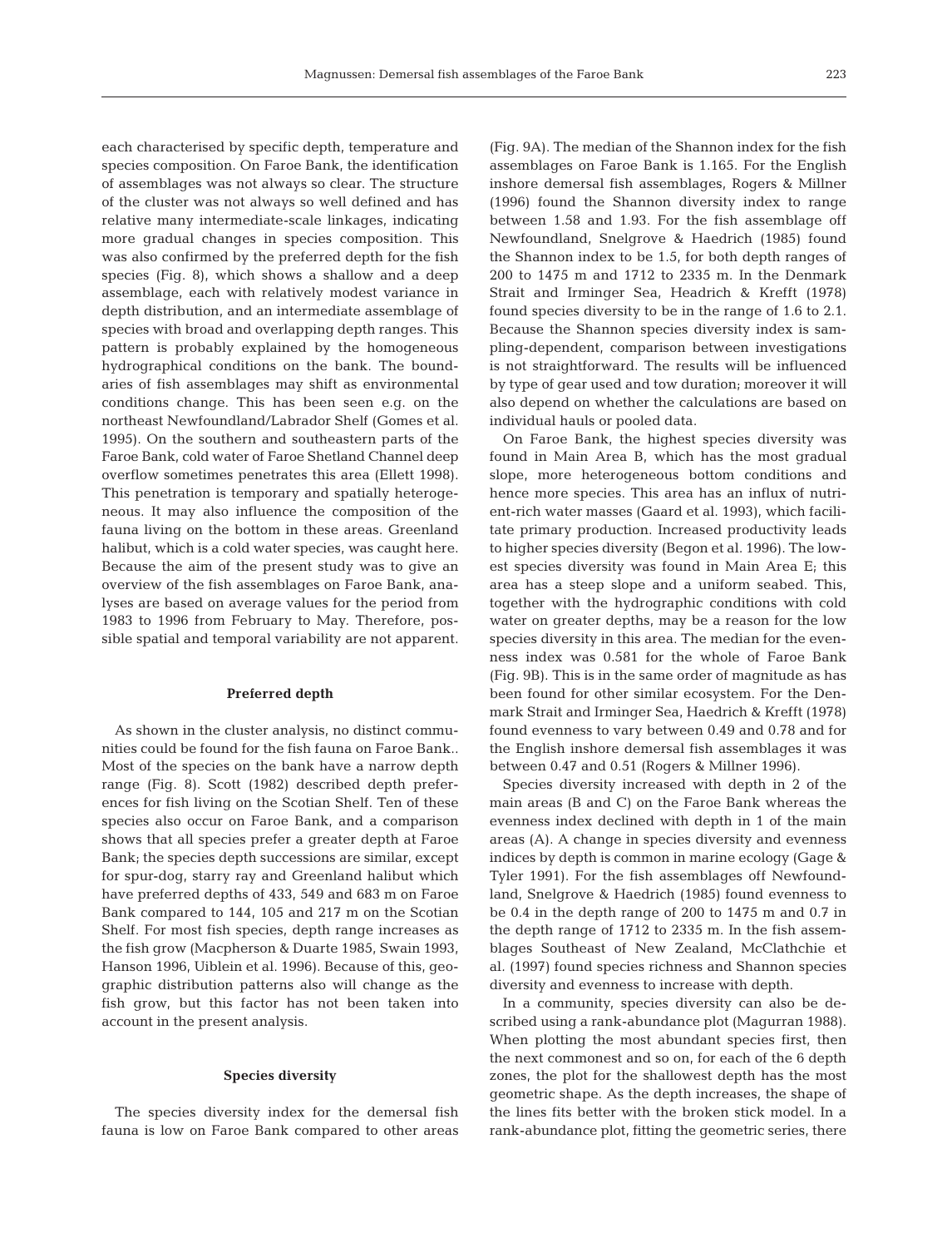each characterised by specific depth, temperature and species composition. On Faroe Bank, the identification of assemblages was not always so clear. The structure of the cluster was not always so well defined and has relative many intermediate-scale linkages, indicating more gradual changes in species composition. This was also confirmed by the preferred depth for the fish species (Fig. 8), which shows a shallow and a deep assemblage, each with relatively modest variance in depth distribution, and an intermediate assemblage of species with broad and overlapping depth ranges. This pattern is probably explained by the homogeneous hydrographical conditions on the bank. The boundaries of fish assemblages may shift as environmental conditions change. This has been seen e.g. on the northeast Newfoundland/Labrador Shelf (Gomes et al. 1995). On the southern and southeastern parts of the Faroe Bank, cold water of Faroe Shetland Channel deep overflow sometimes penetrates this area (Ellett 1998). This penetration is temporary and spatially heterogeneous. It may also influence the composition of the fauna living on the bottom in these areas. Greenland halibut, which is a cold water species, was caught here. Because the aim of the present study was to give an overview of the fish assemblages on Faroe Bank, analyses are based on average values for the period from 1983 to 1996 from February to May. Therefore, possible spatial and temporal variability are not apparent.

## Preferred depth

As shown in the cluster analysis, no distinct communities could be found for the fish fauna on Faroe Bank.. Most of the species on the bank have a narrow depth range (Fig. 8). Scott (1982) described depth preferences for fish living on the Scotian Shelf. Ten of these species also occur on Faroe Bank, and a comparison shows that all species prefer a greater depth at Faroe Bank; the species depth successions are similar, except for spur-dog, starry ray and Greenland halibut which have preferred depths of 433, 549 and 683 m on Faroe Bank compared to 144, 105 and 217 m on the Scotian Shelf. For most fish species, depth range increases as the fish grow (Macpherson & Duarte 1985, Swain 1993, Hanson 1996, Uiblein et al. 1996). Because of this, geographic distribution patterns also will change as the fish grow, but this factor has not been taken into account in the present analysis.

## Species diversity

The species diversity index for the demersal fish fauna is low on Faroe Bank compared to other areas (Fig. 9A). The median of the Shannon index for the fish assemblages on Faroe Bank is 1.165. For the English inshore demersal fish assemblages, Rogers & Millner (1996) found the Shannon diversity index to range between 1.58 and 1.93. For the fish assemblage off Newfoundland, Snelgrove & Haedrich (1985) found the Shannon index to be 1.5, for both depth ranges of 200 to 1475 m and 1712 to 2335 m. In the Denmark Strait and Irminger Sea, Headrich & Krefft (1978) found species diversity to be in the range of 1.6 to 2.1. Because the Shannon species diversity index is sampling-dependent, comparison between investigations is not straightforward. The results will be influenced by type of gear used and tow duration; moreover it will also depend on whether the calculations are based on individual hauls or pooled data.

On Faroe Bank, the highest species diversity was found in Main Area B, which has the most gradual slope, more heterogeneous bottom conditions and hence more species. This area has an influx of nutrient-rich water masses (Gaard et al. 1993), which facilitate primary production. Increased productivity leads to higher species diversity (Begon et al. 1996). The lowest species diversity was found in Main Area E; this area has a steep slope and a uniform seabed. This, together with the hydrographic conditions with cold water on greater depths, may be a reason for the low species diversity in this area. The median for the evenness index was 0.581 for the whole of Faroe Bank (Fig. 9B). This is in the same order of magnitude as has been found for other similar ecosystem. For the Denmark Strait and Irminger Sea, Haedrich & Krefft (1978) found evenness to vary between 0.49 and 0.78 and for the English inshore demersal fish assemblages it was between 0.47 and 0.51 (Rogers & Millner 1996).

Species diversity increased with depth in 2 of the main areas (B and C) on the Faroe Bank whereas the evenness index declined with depth in 1 of the main areas (A). A change in species diversity and evenness indices by depth is common in marine ecology (Gage & Tyler 1991). For the fish assemblages off Newfoundland, Snelgrove & Haedrich (1985) found evenness to be 0.4 in the depth range of 200 to 1475 m and 0.7 in the depth range of 1712 to 2335 m. In the fish assemblages Southeast of New Zealand, McClathchie et al. (1997) found species richness and Shannon species diversity and evenness to increase with depth.

In a community, species diversity can also be described using a rank-abundance plot (Magurran 1988). When plotting the most abundant species first, then the next commonest and so on, for each of the 6 depth zones, the plot for the shallowest depth has the most geometric shape. As the depth increases, the shape of the lines fits better with the broken stick model. In a rank-abundance plot, fitting the geometric series, there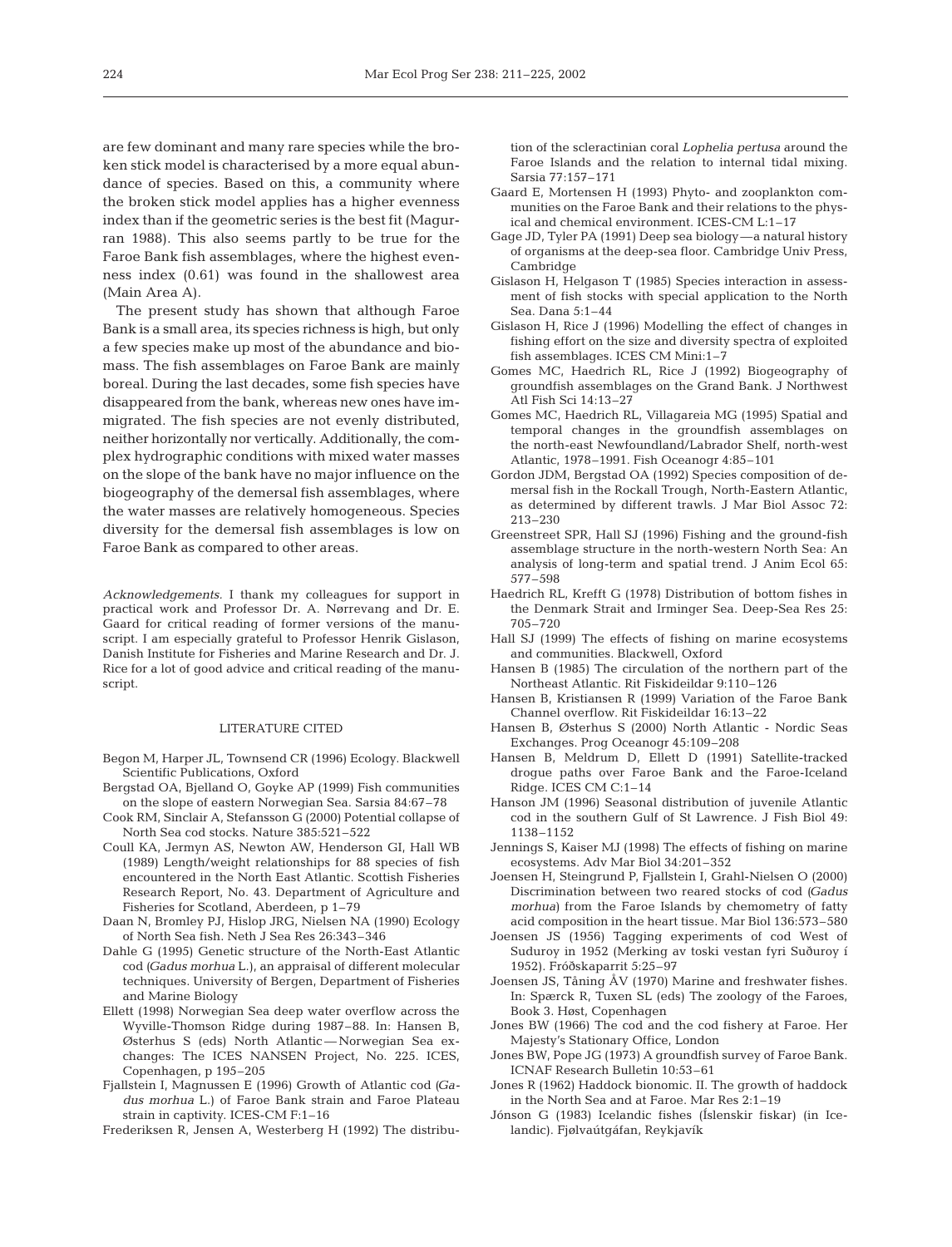are few dominant and many rare species while the broken stick model is characterised by a more equal abundance of species. Based on this, a community where the broken stick model applies has a higher evenness index than if the geometric series is the best fit (Magurran 1988). This also seems partly to be true for the Faroe Bank fish assemblages, where the highest evenness index (0.61) was found in the shallowest area (Main Area A).

The present study has shown that although Faroe Bank is a small area, its species richness is high, but only a few species make up most of the abundance and biomass. The fish assemblages on Faroe Bank are mainly boreal. During the last decades, some fish species have disappeared from the bank, whereas new ones have immigrated. The fish species are not evenly distributed, neither horizontally nor vertically. Additionally, the complex hydrographic conditions with mixed water masses on the slope of the bank have no major influence on the biogeography of the demersal fish assemblages, where the water masses are relatively homogeneous. Species diversity for the demersal fish assemblages is low on Faroe Bank as compared to other areas.

*Acknowledgements.* I thank my colleagues for support in practical work and Professor Dr. A. Nørrevang and Dr. E. Gaard for critical reading of former versions of the manuscript. I am especially grateful to Professor Henrik Gislason, Danish Institute for Fisheries and Marine Research and Dr. J. Rice for a lot of good advice and critical reading of the manuscript.

## LITERATURE CITED

Begon M, Harper JL, Townsend CR (1996) Ecology. Blackwell Scientific Publications, Oxford

Bergstad OA, Bjelland O, Goyke AP (1999) Fish communities on the slope of eastern Norwegian Sea. Sarsia 84:67–78

Cook RM, Sinclair A, Stefansson G (2000) Potential collapse of North Sea cod stocks. Nature 385:521–522

Coull KA, Jermyn AS, Newton AW, Henderson GI, Hall WB (1989) Length/weight relationships for 88 species of fish encountered in the North East Atlantic. Scottish Fisheries Research Report, No. 43. Department of Agriculture and Fisheries for Scotland, Aberdeen, p 1–79

Daan N, Bromley PJ, Hislop JRG, Nielsen NA (1990) Ecology of North Sea fish. Neth J Sea Res 26:343–346

Dahle G (1995) Genetic structure of the North-East Atlantic cod (*Gadus morhua* L.), an appraisal of different molecular techniques. University of Bergen, Department of Fisheries and Marine Biology

Ellett (1998) Norwegian Sea deep water overflow across the Wyville-Thomson Ridge during 1987–88. In: Hansen B, Østerhus S (eds) North Atlantic—Norwegian Sea exchanges: The ICES NANSEN Project, No. 225. ICES, Copenhagen, p 195–205

Fjallstein I, Magnussen E (1996) Growth of Atlantic cod (*Gadus morhua* L.) of Faroe Bank strain and Faroe Plateau strain in captivity. ICES-CM F:1–16

Frederiksen R, Jensen A, Westerberg H (1992) The distribution of the scleractinian coral *Lophelia pertusa* around the Faroe Islands and the relation to internal tidal mixing. Sarsia 77:157–171

Gaard E, Mortensen H (1993) Phyto- and zooplankton communities on the Faroe Bank and their relations to the physical and chemical environment. ICES-CM L:1–17

Gage JD, Tyler PA (1991) Deep sea biology—a natural history of organisms at the deep-sea floor. Cambridge Univ Press, Cambridge

Gislason H, Helgason T (1985) Species interaction in assessment of fish stocks with special application to the North Sea. Dana 5:1–44

Gislason H, Rice J (1996) Modelling the effect of changes in fishing effort on the size and diversity spectra of exploited fish assemblages. ICES CM Mini:1–7

Gomes MC, Haedrich RL, Rice J (1992) Biogeography of groundfish assemblages on the Grand Bank. J Northwest Atl Fish Sci 14:13–27

Gomes MC, Haedrich RL, Villagareia MG (1995) Spatial and temporal changes in the groundfish assemblages on the north-east Newfoundland/Labrador Shelf, north-west Atlantic, 1978–1991. Fish Oceanogr 4:85–101

Gordon JDM, Bergstad OA (1992) Species composition of demersal fish in the Rockall Trough, North-Eastern Atlantic, as determined by different trawls. J Mar Biol Assoc 72: 213–230

Greenstreet SPR, Hall SJ (1996) Fishing and the ground-fish assemblage structure in the north-western North Sea: An analysis of long-term and spatial trend. J Anim Ecol 65: 577–598

Haedrich RL, Krefft G (1978) Distribution of bottom fishes in the Denmark Strait and Irminger Sea. Deep-Sea Res 25: 705–720

Hall SJ (1999) The effects of fishing on marine ecosystems and communities. Blackwell, Oxford

Hansen B (1985) The circulation of the northern part of the Northeast Atlantic. Rit Fiskideildar 9:110–126

Hansen B, Kristiansen R (1999) Variation of the Faroe Bank Channel overflow. Rit Fiskideildar 16:13–22

Hansen B, Østerhus S (2000) North Atlantic - Nordic Seas Exchanges. Prog Oceanogr 45:109–208

Hansen B, Meldrum D, Ellett D (1991) Satellite-tracked drogue paths over Faroe Bank and the Faroe-Iceland Ridge. ICES CM C:1–14

Hanson JM (1996) Seasonal distribution of juvenile Atlantic cod in the southern Gulf of St Lawrence. J Fish Biol 49: 1138–1152

Jennings S, Kaiser MJ (1998) The effects of fishing on marine ecosystems. Adv Mar Biol 34:201–352

Joensen H, Steingrund P, Fjallstein I, Grahl-Nielsen O (2000) Discrimination between two reared stocks of cod (*Gadus morhua*) from the Faroe Islands by chemometry of fatty acid composition in the heart tissue. Mar Biol 136:573–580

Joensen JS (1956) Tagging experiments of cod West of Suduroy in 1952 (Merking av toski vestan fyri Suðuroy í 1952). Fróðskaparrit 5:25–97

Joensen JS, Tåning ÅV (1970) Marine and freshwater fishes. In: Spærck R, Tuxen SL (eds) The zoology of the Faroes, Book 3. Høst, Copenhagen

Jones BW (1966) The cod and the cod fishery at Faroe. Her Majesty's Stationary Office, London

Jones BW, Pope JG (1973) A groundfish survey of Faroe Bank. ICNAF Research Bulletin 10:53–61

Jones R (1962) Haddock bionomic. II. The growth of haddock in the North Sea and at Faroe. Mar Res 2:1–19

Jónson G (1983) Icelandic fishes (Íslenskir fiskar) (in Icelandic). Fjølvaútgáfan, Reykjavík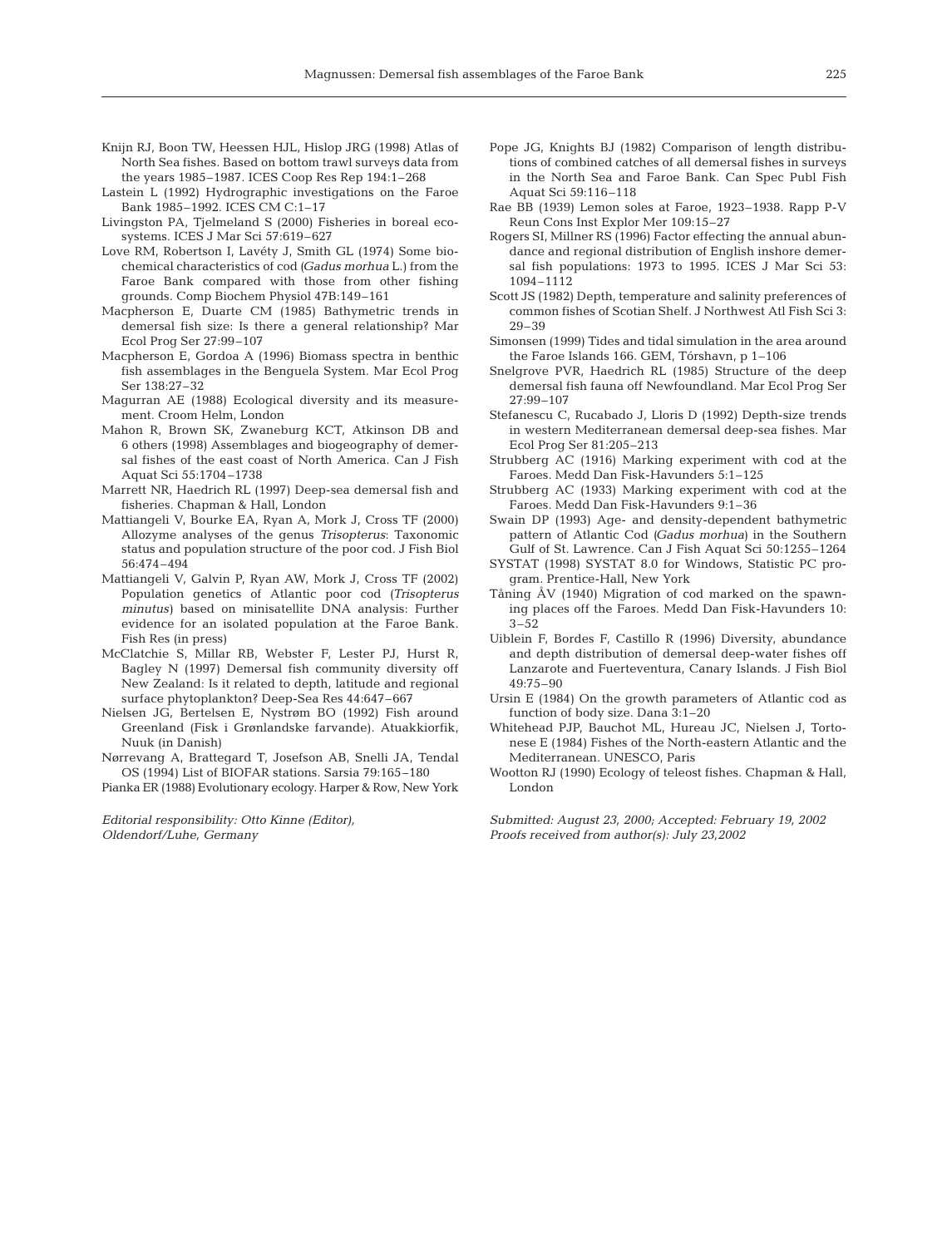Knijn RJ, Boon TW, Heessen HJL, Hislop JRG (1998) Atlas of North Sea fishes. Based on bottom trawl surveys data from the years 1985–1987. ICES Coop Res Rep 194:1–268

Lastein L (1992) Hydrographic investigations on the Faroe Bank 1985–1992. ICES CM C:1–17

Livingston PA, Tjelmeland S (2000) Fisheries in boreal ecosystems. ICES J Mar Sci 57:619–627

Love RM, Robertson I, Lavéty J, Smith GL (1974) Some biochemical characteristics of cod (*Gadus morhua* L.) from the Faroe Bank compared with those from other fishing grounds. Comp Biochem Physiol 47B:149–161

Macpherson E, Duarte CM (1985) Bathymetric trends in demersal fish size: Is there a general relationship? Mar Ecol Prog Ser 27:99–107

Macpherson E, Gordoa A (1996) Biomass spectra in benthic fish assemblages in the Benguela System. Mar Ecol Prog Ser 138:27–32

Magurran AE (1988) Ecological diversity and its measurement. Croom Helm, London

Mahon R, Brown SK, Zwaneburg KCT, Atkinson DB and 6 others (1998) Assemblages and biogeography of demersal fishes of the east coast of North America. Can J Fish Aquat Sci 55:1704–1738

Marrett NR, Haedrich RL (1997) Deep-sea demersal fish and fisheries. Chapman & Hall, London

Mattiangeli V, Bourke EA, Ryan A, Mork J, Cross TF (2000) Allozyme analyses of the genus *Trisopterus*: Taxonomic status and population structure of the poor cod. J Fish Biol 56:474–494

Mattiangeli V, Galvin P, Ryan AW, Mork J, Cross TF (2002) Population genetics of Atlantic poor cod (*Trisopterus minutus*) based on minisatellite DNA analysis: Further evidence for an isolated population at the Faroe Bank. Fish Res (in press)

McClatchie S, Millar RB, Webster F, Lester PJ, Hurst R, Bagley N (1997) Demersal fish community diversity off New Zealand: Is it related to depth, latitude and regional surface phytoplankton? Deep-Sea Res 44:647–667

Nielsen JG, Bertelsen E, Nystrøm BO (1992) Fish around Greenland (Fisk i Grønlandske farvande). Atuakkiorfik, Nuuk (in Danish)

Nørrevang A, Brattegard T, Josefson AB, Snelli JA, Tendal OS (1994) List of BIOFAR stations. Sarsia 79:165–180

Pianka ER (1988) Evolutionary ecology. Harper & Row, New York

Pope JG, Knights BJ (1982) Comparison of length distributions of combined catches of all demersal fishes in surveys in the North Sea and Faroe Bank. Can Spec Publ Fish Aquat Sci 59:116–118

Rae BB (1939) Lemon soles at Faroe, 1923–1938. Rapp P-V Reun Cons Inst Explor Mer 109:15–27

Rogers SI, Millner RS (1996) Factor effecting the annual abundance and regional distribution of English inshore demersal fish populations: 1973 to 1995. ICES J Mar Sci 53: 1094–1112

Scott JS (1982) Depth, temperature and salinity preferences of common fishes of Scotian Shelf. J Northwest Atl Fish Sci 3: 29–39

Simonsen (1999) Tides and tidal simulation in the area around the Faroe Islands 166. GEM, Tórshavn, p 1–106

Snelgrove PVR, Haedrich RL (1985) Structure of the deep demersal fish fauna off Newfoundland. Mar Ecol Prog Ser 27:99–107

Stefanescu C, Rucabado J, Lloris D (1992) Depth-size trends in western Mediterranean demersal deep-sea fishes. Mar Ecol Prog Ser 81:205–213

Strubberg AC (1916) Marking experiment with cod at the Faroes. Medd Dan Fisk-Havunders 5:1–125

Strubberg AC (1933) Marking experiment with cod at the Faroes. Medd Dan Fisk-Havunders 9:1–36

Swain DP (1993) Age- and density-dependent bathymetric pattern of Atlantic Cod (*Gadus morhua*) in the Southern Gulf of St. Lawrence. Can J Fish Aquat Sci 50:1255–1264

SYSTAT (1998) SYSTAT 8.0 for Windows, Statistic PC program. Prentice-Hall, New York

Tåning ÅV (1940) Migration of cod marked on the spawning places off the Faroes. Medd Dan Fisk-Havunders 10: 3–52

Uiblein F, Bordes F, Castillo R (1996) Diversity, abundance and depth distribution of demersal deep-water fishes off Lanzarote and Fuerteventura, Canary Islands. J Fish Biol 49:75–90

Ursin E (1984) On the growth parameters of Atlantic cod as function of body size. Dana 3:1–20

Whitehead PJP, Bauchot ML, Hureau JC, Nielsen J, Tortonese E (1984) Fishes of the North-eastern Atlantic and the Mediterranean. UNESCO, Paris

Wootton RJ (1990) Ecology of teleost fishes. Chapman & Hall, London

*Editorial responsibility: Otto Kinne (Editor), Oldendorf/Luhe, Germany*

*Submitted: August 23, 2000; Accepted: February 19, 2002*
*Proofs received from author(s): July 23,2002*